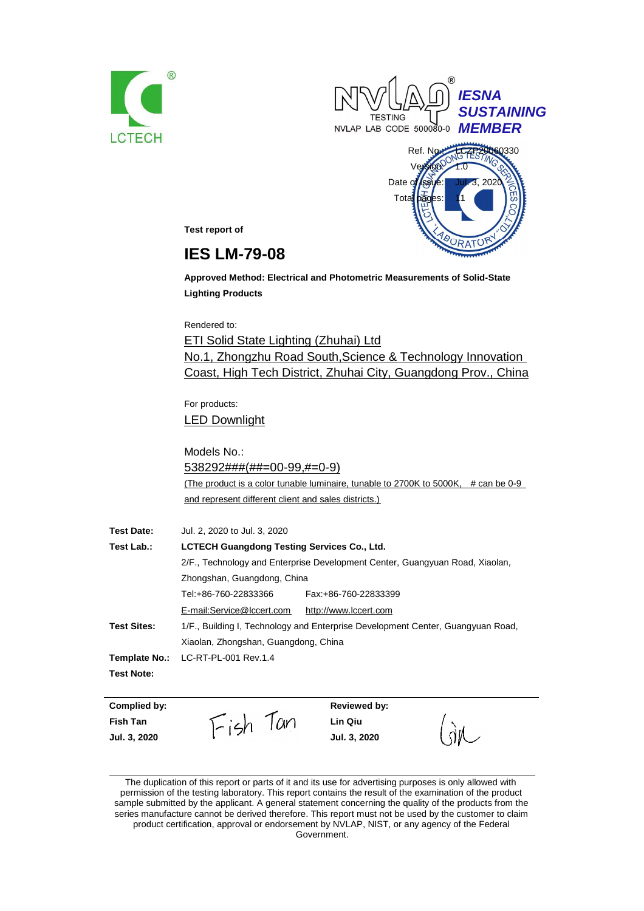LCTECH®

NVLAP® TESTING
NVLAP LAB CODE 500080-0

*IESNA SUSTAINING MEMBER*

Ref. No.: LCZP20060330
Version: 1.0
Date of Issue: Jul. 3, 2020
Total pages: 11

**Test report of**

# IES LM-79-08

**Approved Method: Electrical and Photometric Measurements of Solid-State Lighting Products**

Rendered to:

ETI Solid State Lighting (Zhuhai) Ltd
No.1, Zhongzhu Road South,Science & Technology Innovation Coast, High Tech District, Zhuhai City, Guangdong Prov., China

For products:

LED Downlight

Models No.:

538292###(##=00-99,#=0-9)

(The product is a color tunable luminaire, tunable to 2700K to 5000K, # can be 0-9 and represent different client and sales districts.)

**Test Date:** Jul. 2, 2020 to Jul. 3, 2020

**Test Lab.:** **LCTECH Guangdong Testing Services Co., Ltd.**
2/F., Technology and Enterprise Development Center, Guangyuan Road, Xiaolan, Zhongshan, Guangdong, China
Tel:+86-760-22833366 Fax:+86-760-22833399
E-mail:Service@lccert.com http://www.lccert.com

**Test Sites:** 1/F., Building I, Technology and Enterprise Development Center, Guangyuan Road, Xiaolan, Zhongshan, Guangdong, China

**Template No.:** LC-RT-PL-001 Rev.1.4

**Test Note:**

| **Complied by:** | | **Reviewed by:** | |
|---|---|---|---|
| **Fish Tan** | Fish Tan | **Lin Qiu** | Qiu |
| **Jul. 3, 2020** | | **Jul. 3, 2020** | |

The duplication of this report or parts of it and its use for advertising purposes is only allowed with permission of the testing laboratory. This report contains the result of the examination of the product sample submitted by the applicant. A general statement concerning the quality of the products from the series manufacture cannot be derived therefore. This report must not be used by the customer to claim product certification, approval or endorsement by NVLAP, NIST, or any agency of the Federal Government.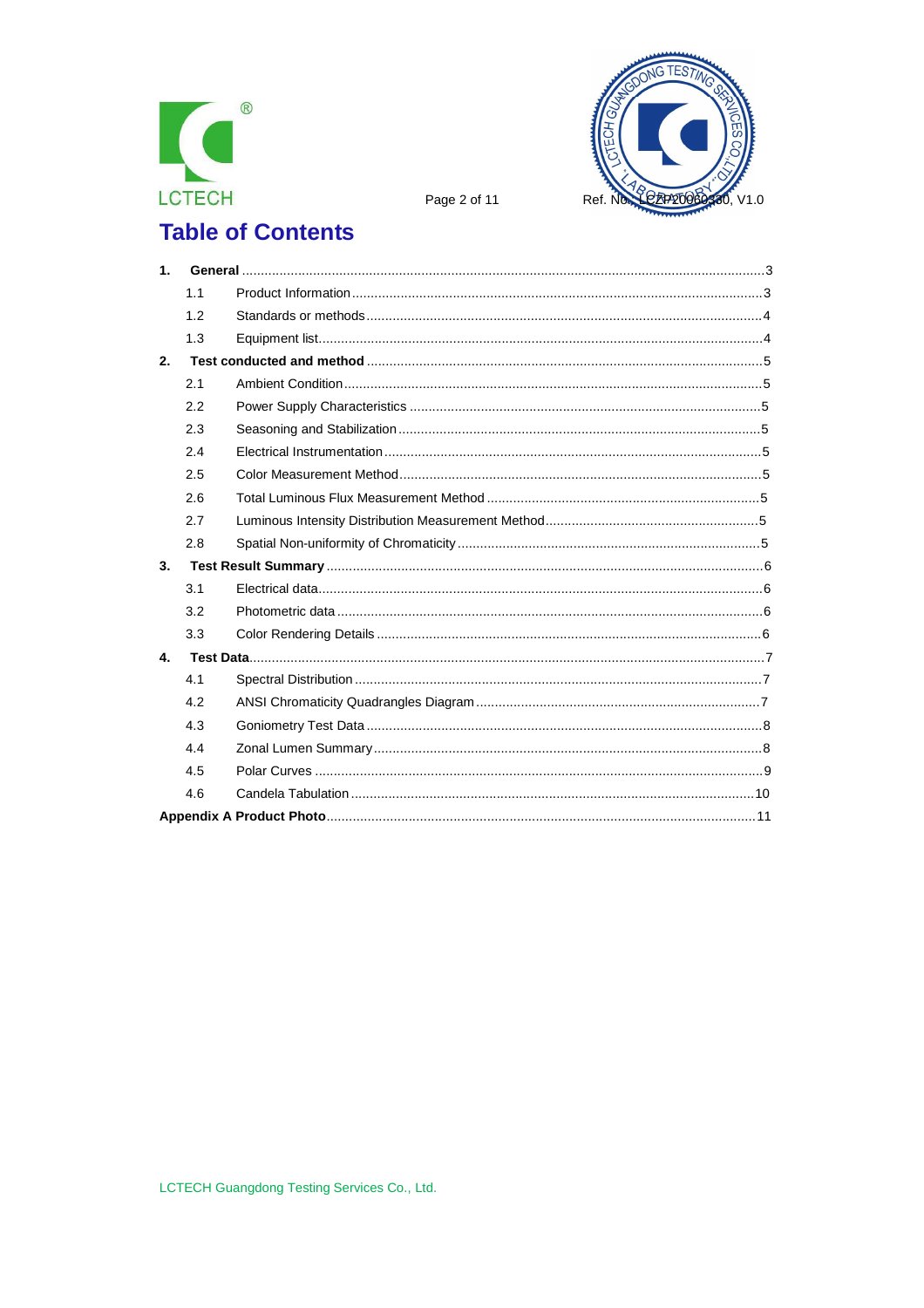# Table of Contents

| | | |
|---|---|---|
| **1.** | **General** | 3 |
| 1.1 | Product Information | 3 |
| 1.2 | Standards or methods | 4 |
| 1.3 | Equipment list | 4 |
| **2.** | **Test conducted and method** | 5 |
| 2.1 | Ambient Condition | 5 |
| 2.2 | Power Supply Characteristics | 5 |
| 2.3 | Seasoning and Stabilization | 5 |
| 2.4 | Electrical Instrumentation | 5 |
| 2.5 | Color Measurement Method | 5 |
| 2.6 | Total Luminous Flux Measurement Method | 5 |
| 2.7 | Luminous Intensity Distribution Measurement Method | 5 |
| 2.8 | Spatial Non-uniformity of Chromaticity | 5 |
| **3.** | **Test Result Summary** | 6 |
| 3.1 | Electrical data | 6 |
| 3.2 | Photometric data | 6 |
| 3.3 | Color Rendering Details | 6 |
| **4.** | **Test Data** | 7 |
| 4.1 | Spectral Distribution | 7 |
| 4.2 | ANSI Chromaticity Quadrangles Diagram | 7 |
| 4.3 | Goniometry Test Data | 8 |
| 4.4 | Zonal Lumen Summary | 8 |
| 4.5 | Polar Curves | 9 |
| 4.6 | Candela Tabulation | 10 |
| **Appendix A** | **Product Photo** | 11 |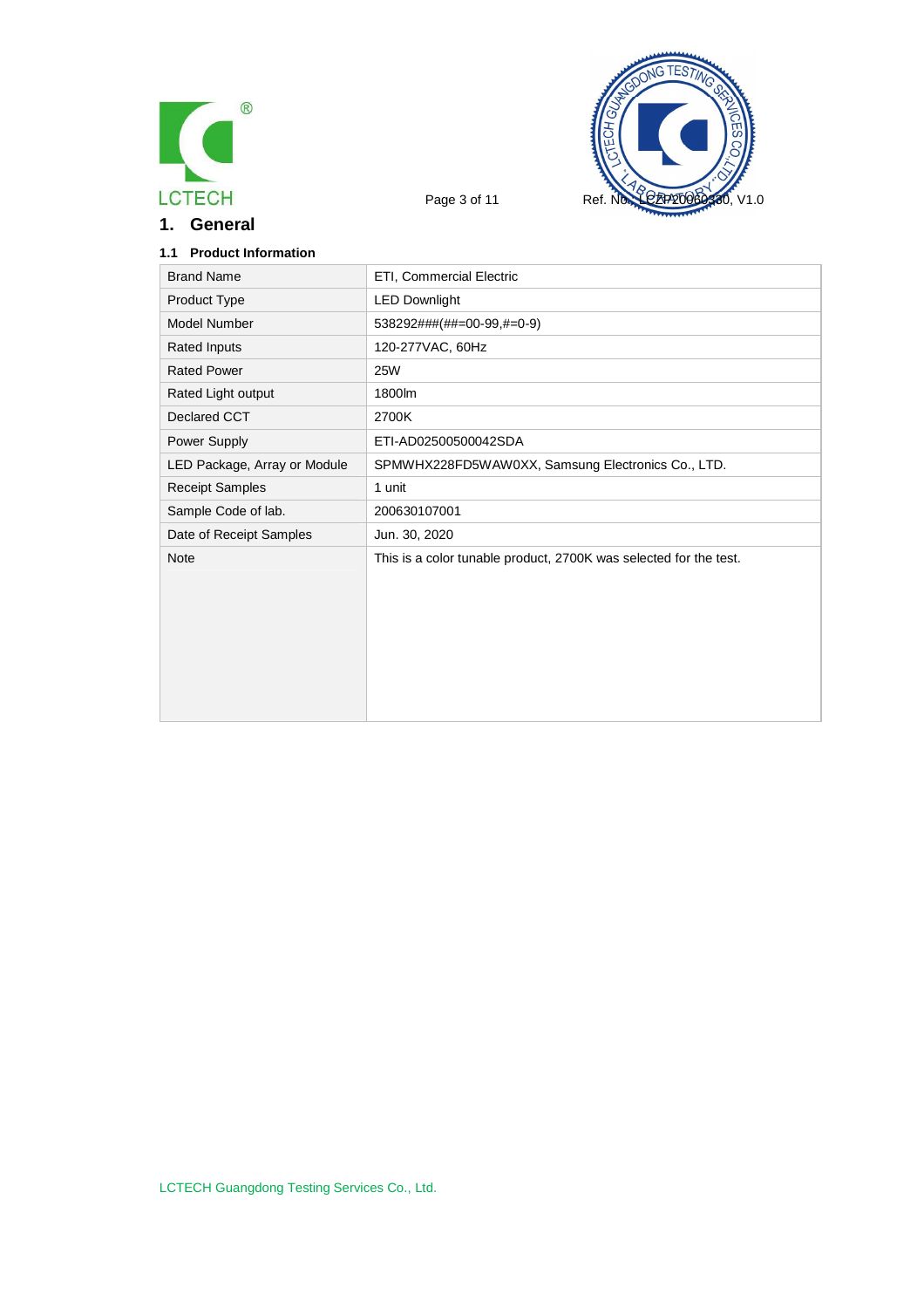# 1. General

### 1.1 Product Information

| Brand Name | ETI, Commercial Electric |
|---|---|
| Product Type | LED Downlight |
| Model Number | 538292###(##=00-99,#=0-9) |
| Rated Inputs | 120-277VAC, 60Hz |
| Rated Power | 25W |
| Rated Light output | 1800lm |
| Declared CCT | 2700K |
| Power Supply | ETI-AD02500500042SDA |
| LED Package, Array or Module | SPMWHX228FD5WAW0XX, Samsung Electronics Co., LTD. |
| Receipt Samples | 1 unit |
| Sample Code of lab. | 200630107001 |
| Date of Receipt Samples | Jun. 30, 2020 |
| Note | This is a color tunable product, 2700K was selected for the test. |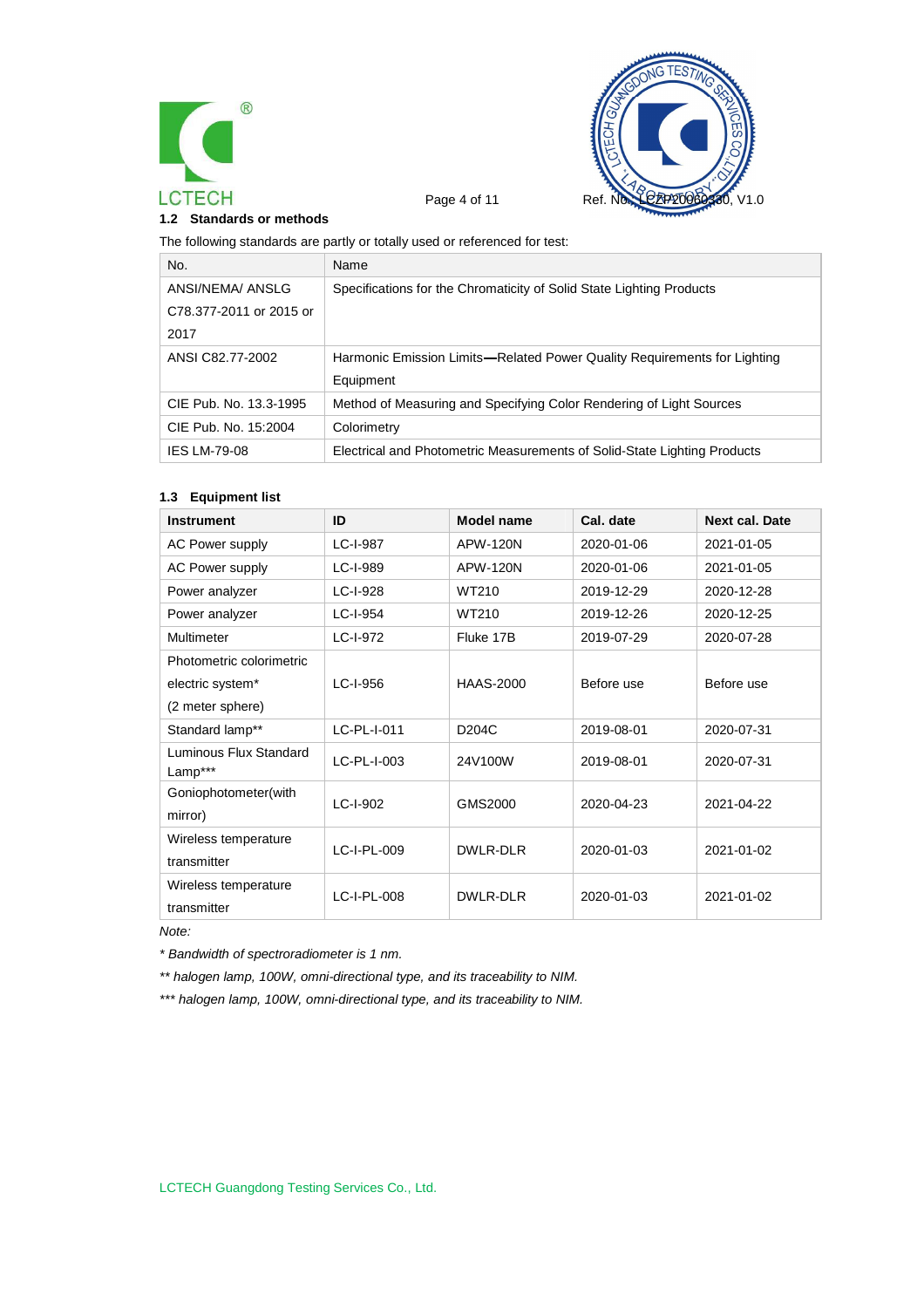## 1.2 Standards or methods

The following standards are partly or totally used or referenced for test:

| No. | Name |
|---|---|
| ANSI/NEMA/ ANSLG C78.377-2011 or 2015 or 2017 | Specifications for the Chromaticity of Solid State Lighting Products |
| ANSI C82.77-2002 | Harmonic Emission Limits—Related Power Quality Requirements for Lighting Equipment |
| CIE Pub. No. 13.3-1995 | Method of Measuring and Specifying Color Rendering of Light Sources |
| CIE Pub. No. 15:2004 | Colorimetry |
| IES LM-79-08 | Electrical and Photometric Measurements of Solid-State Lighting Products |

## 1.3 Equipment list

| Instrument | ID | Model name | Cal. date | Next cal. Date |
|---|---|---|---|---|
| AC Power supply | LC-I-987 | APW-120N | 2020-01-06 | 2021-01-05 |
| AC Power supply | LC-I-989 | APW-120N | 2020-01-06 | 2021-01-05 |
| Power analyzer | LC-I-928 | WT210 | 2019-12-29 | 2020-12-28 |
| Power analyzer | LC-I-954 | WT210 | 2019-12-26 | 2020-12-25 |
| Multimeter | LC-I-972 | Fluke 17B | 2019-07-29 | 2020-07-28 |
| Photometric colorimetric electric system* (2 meter sphere) | LC-I-956 | HAAS-2000 | Before use | Before use |
| Standard lamp** | LC-PL-I-011 | D204C | 2019-08-01 | 2020-07-31 |
| Luminous Flux Standard Lamp*** | LC-PL-I-003 | 24V100W | 2019-08-01 | 2020-07-31 |
| Goniophotometer(with mirror) | LC-I-902 | GMS2000 | 2020-04-23 | 2021-04-22 |
| Wireless temperature transmitter | LC-I-PL-009 | DWLR-DLR | 2020-01-03 | 2021-01-02 |
| Wireless temperature transmitter | LC-I-PL-008 | DWLR-DLR | 2020-01-03 | 2021-01-02 |

*Note:*

*\* Bandwidth of spectroradiometer is 1 nm.*

*\*\* halogen lamp, 100W, omni-directional type, and its traceability to NIM.*

*\*\*\* halogen lamp, 100W, omni-directional type, and its traceability to NIM.*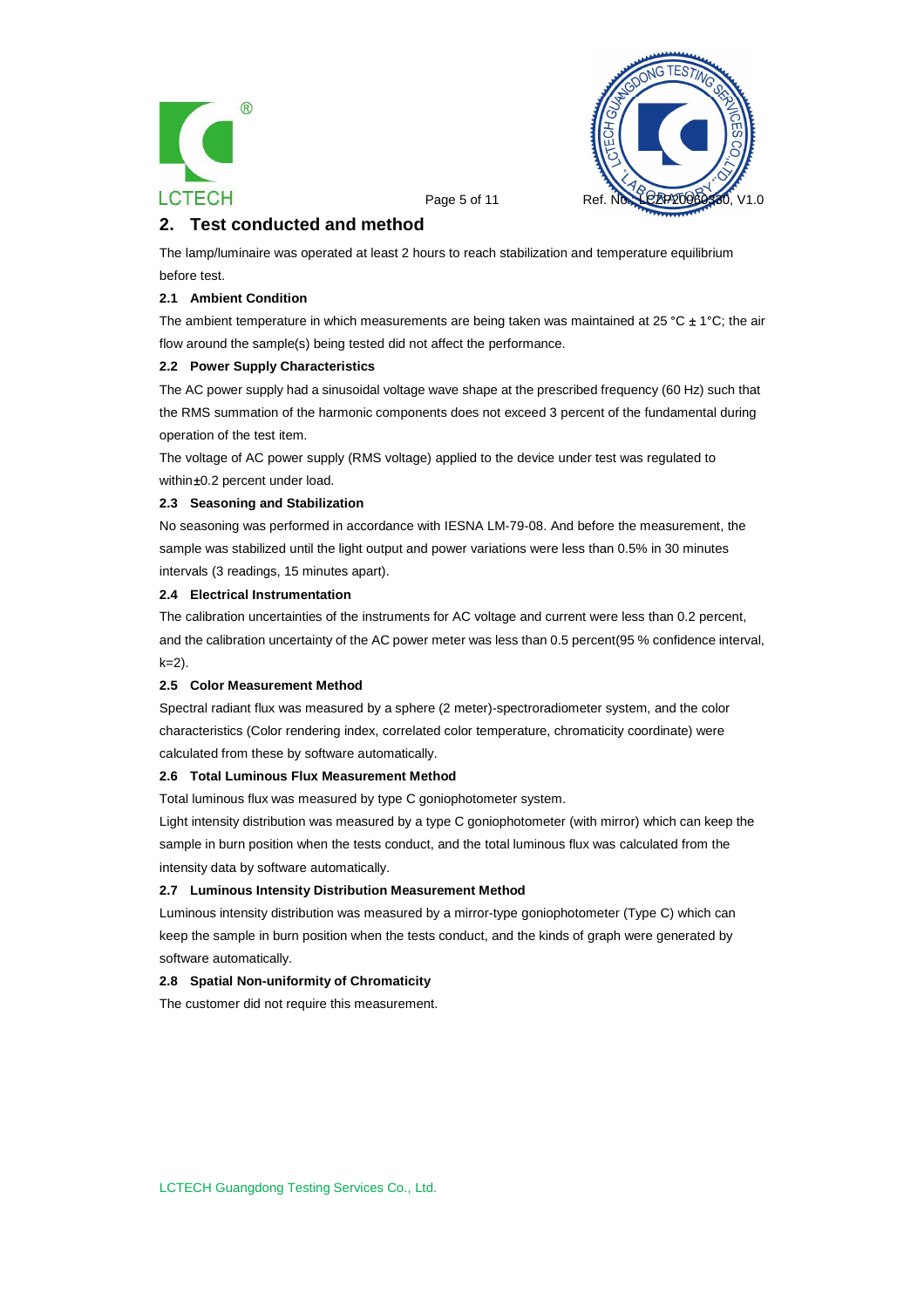## 2. Test conducted and method

The lamp/luminaire was operated at least 2 hours to reach stabilization and temperature equilibrium before test.

### 2.1 Ambient Condition

The ambient temperature in which measurements are being taken was maintained at 25 °C ± 1°C; the air flow around the sample(s) being tested did not affect the performance.

### 2.2 Power Supply Characteristics

The AC power supply had a sinusoidal voltage wave shape at the prescribed frequency (60 Hz) such that the RMS summation of the harmonic components does not exceed 3 percent of the fundamental during operation of the test item.

The voltage of AC power supply (RMS voltage) applied to the device under test was regulated to within±0.2 percent under load.

### 2.3 Seasoning and Stabilization

No seasoning was performed in accordance with IESNA LM-79-08. And before the measurement, the sample was stabilized until the light output and power variations were less than 0.5% in 30 minutes intervals (3 readings, 15 minutes apart).

### 2.4 Electrical Instrumentation

The calibration uncertainties of the instruments for AC voltage and current were less than 0.2 percent, and the calibration uncertainty of the AC power meter was less than 0.5 percent(95 % confidence interval, k=2).

### 2.5 Color Measurement Method

Spectral radiant flux was measured by a sphere (2 meter)-spectroradiometer system, and the color characteristics (Color rendering index, correlated color temperature, chromaticity coordinate) were calculated from these by software automatically.

### 2.6 Total Luminous Flux Measurement Method

Total luminous flux was measured by type C goniophotometer system.

Light intensity distribution was measured by a type C goniophotometer (with mirror) which can keep the sample in burn position when the tests conduct, and the total luminous flux was calculated from the intensity data by software automatically.

### 2.7 Luminous Intensity Distribution Measurement Method

Luminous intensity distribution was measured by a mirror-type goniophotometer (Type C) which can keep the sample in burn position when the tests conduct, and the kinds of graph were generated by software automatically.

### 2.8 Spatial Non-uniformity of Chromaticity

The customer did not require this measurement.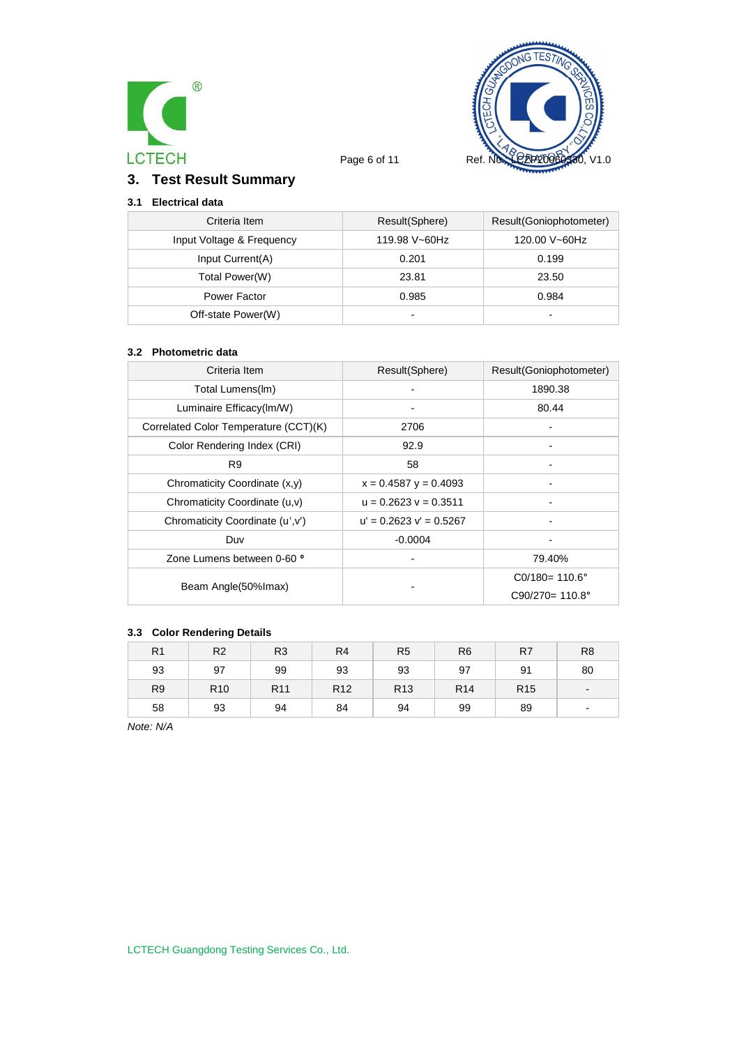## 3. Test Result Summary

### 3.1 Electrical data

| Criteria Item | Result(Sphere) | Result(Goniophotometer) |
|---|---|---|
| Input Voltage & Frequency | 119.98 V~60Hz | 120.00 V~60Hz |
| Input Current(A) | 0.201 | 0.199 |
| Total Power(W) | 23.81 | 23.50 |
| Power Factor | 0.985 | 0.984 |
| Off-state Power(W) | - | - |

### 3.2 Photometric data

| Criteria Item | Result(Sphere) | Result(Goniophotometer) |
|---|---|---|
| Total Lumens(lm) | - | 1890.38 |
| Luminaire Efficacy(lm/W) | - | 80.44 |
| Correlated Color Temperature (CCT)(K) | 2706 | - |
| Color Rendering Index (CRI) | 92.9 | - |
| R9 | 58 | - |
| Chromaticity Coordinate (x,y) | x = 0.4587 y = 0.4093 | - |
| Chromaticity Coordinate (u,v) | u = 0.2623 v = 0.3511 | - |
| Chromaticity Coordinate (u',v') | u' = 0.2623 v' = 0.5267 | - |
| Duv | -0.0004 | - |
| Zone Lumens between 0-60 ° | - | 79.40% |
| Beam Angle(50%Imax) | - | C0/180= 110.6°<br>C90/270= 110.8° |

### 3.3 Color Rendering Details

| R1 | R2 | R3 | R4 | R5 | R6 | R7 | R8 |
|---|---|---|---|---|---|---|---|
| 93 | 97 | 99 | 93 | 93 | 97 | 91 | 80 |
| R9 | R10 | R11 | R12 | R13 | R14 | R15 | - |
| 58 | 93 | 94 | 84 | 94 | 99 | 89 | - |

*Note: N/A*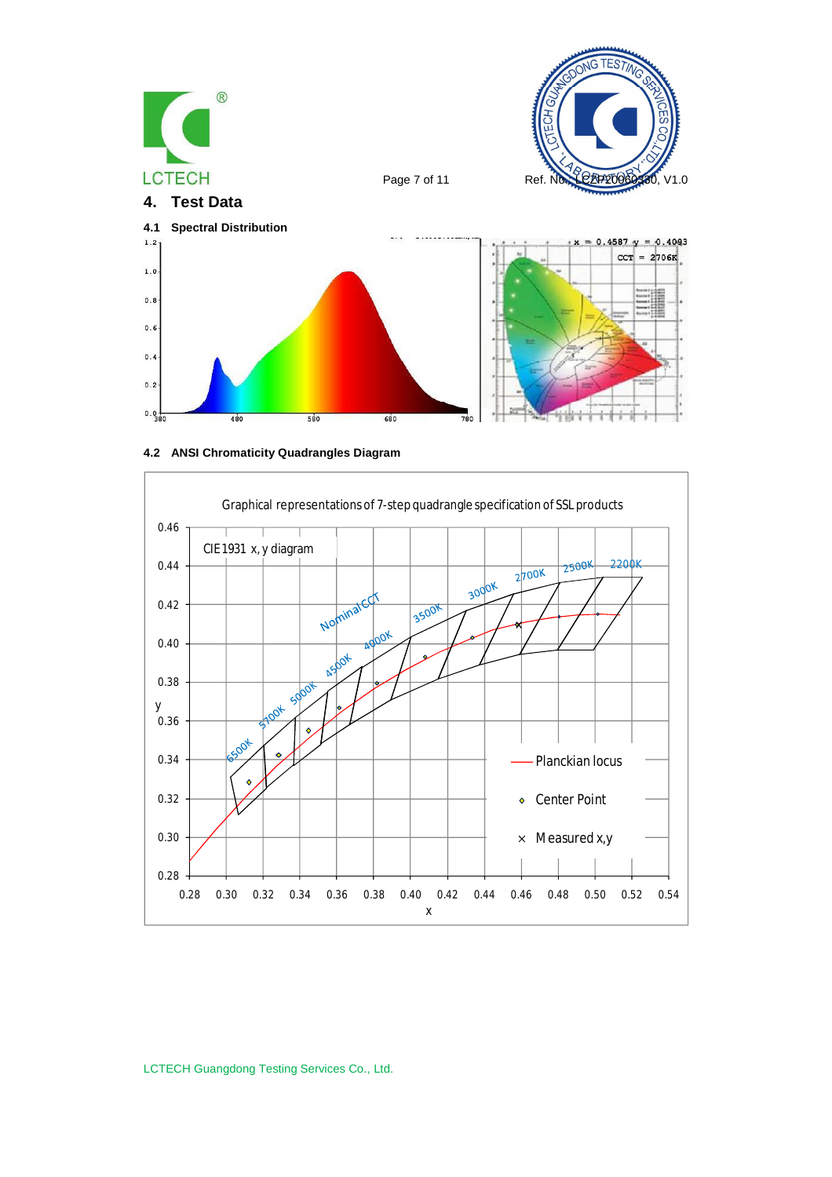## 4. Test Data

### 4.1 Spectral Distribution

x = 0.4587 y = 0.4093

CCT = 2706K

### 4.2 ANSI Chromaticity Quadrangles Diagram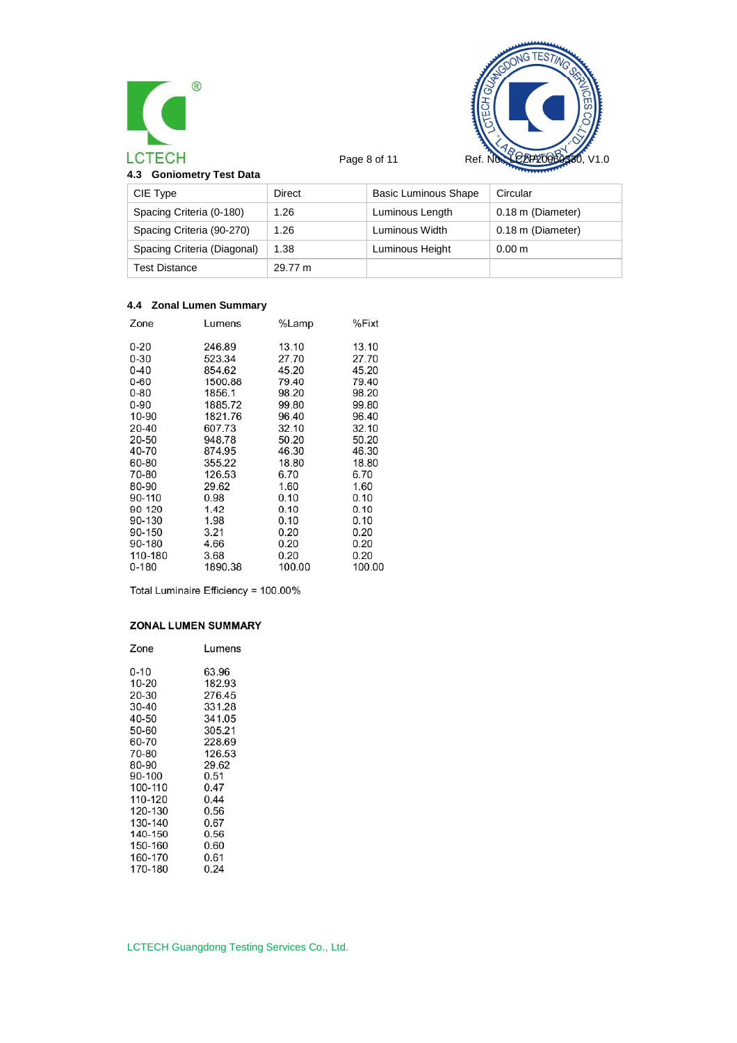### 4.3 Goniometry Test Data

| CIE Type | Direct | Basic Luminous Shape | Circular |
|---|---|---|---|
| Spacing Criteria (0-180) | 1.26 | Luminous Length | 0.18 m (Diameter) |
| Spacing Criteria (90-270) | 1.26 | Luminous Width | 0.18 m (Diameter) |
| Spacing Criteria (Diagonal) | 1.38 | Luminous Height | 0.00 m |
| Test Distance | 29.77 m | | |

### 4.4 Zonal Lumen Summary

| Zone | Lumens | %Lamp | %Fixt |
|---|---|---|---|
| 0-20 | 246.89 | 13.10 | 13.10 |
| 0-30 | 523.34 | 27.70 | 27.70 |
| 0-40 | 854.62 | 45.20 | 45.20 |
| 0-60 | 1500.88 | 79.40 | 79.40 |
| 0-80 | 1856.1 | 98.20 | 98.20 |
| 0-90 | 1885.72 | 99.80 | 99.80 |
| 10-90 | 1821.76 | 96.40 | 96.40 |
| 20-40 | 607.73 | 32.10 | 32.10 |
| 20-50 | 948.78 | 50.20 | 50.20 |
| 40-70 | 874.95 | 46.30 | 46.30 |
| 60-80 | 355.22 | 18.80 | 18.80 |
| 70-80 | 126.53 | 6.70 | 6.70 |
| 80-90 | 29.62 | 1.60 | 1.60 |
| 90-110 | 0.98 | 0.10 | 0.10 |
| 90-120 | 1.42 | 0.10 | 0.10 |
| 90-130 | 1.98 | 0.10 | 0.10 |
| 90-150 | 3.21 | 0.20 | 0.20 |
| 90-180 | 4.66 | 0.20 | 0.20 |
| 110-180 | 3.68 | 0.20 | 0.20 |
| 0-180 | 1890.38 | 100.00 | 100.00 |

Total Luminaire Efficiency = 100.00%

**ZONAL LUMEN SUMMARY**

| Zone | Lumens |
|---|---|
| 0-10 | 63.96 |
| 10-20 | 182.93 |
| 20-30 | 276.45 |
| 30-40 | 331.28 |
| 40-50 | 341.05 |
| 50-60 | 305.21 |
| 60-70 | 228.69 |
| 70-80 | 126.53 |
| 80-90 | 29.62 |
| 90-100 | 0.51 |
| 100-110 | 0.47 |
| 110-120 | 0.44 |
| 120-130 | 0.56 |
| 130-140 | 0.67 |
| 140-150 | 0.56 |
| 150-160 | 0.60 |
| 160-170 | 0.61 |
| 170-180 | 0.24 |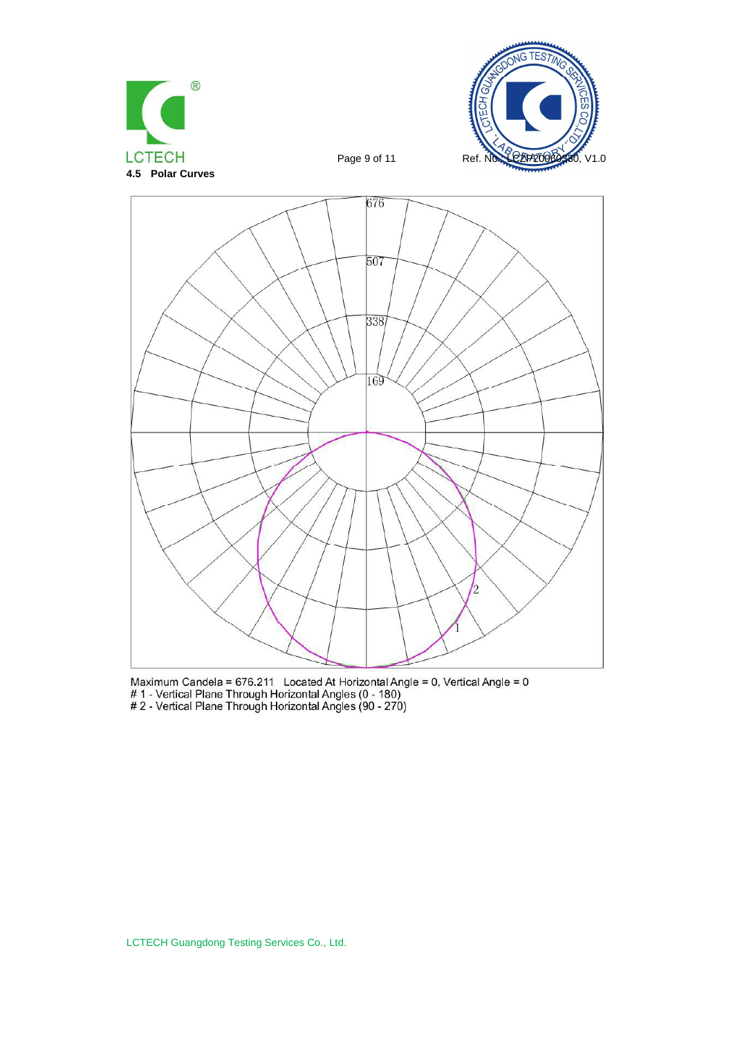### 4.5 Polar Curves

Maximum Candela = 676.211 Located At Horizontal Angle = 0, Vertical Angle = 0

# 1 - Vertical Plane Through Horizontal Angles (0 - 180)

# 2 - Vertical Plane Through Horizontal Angles (90 - 270)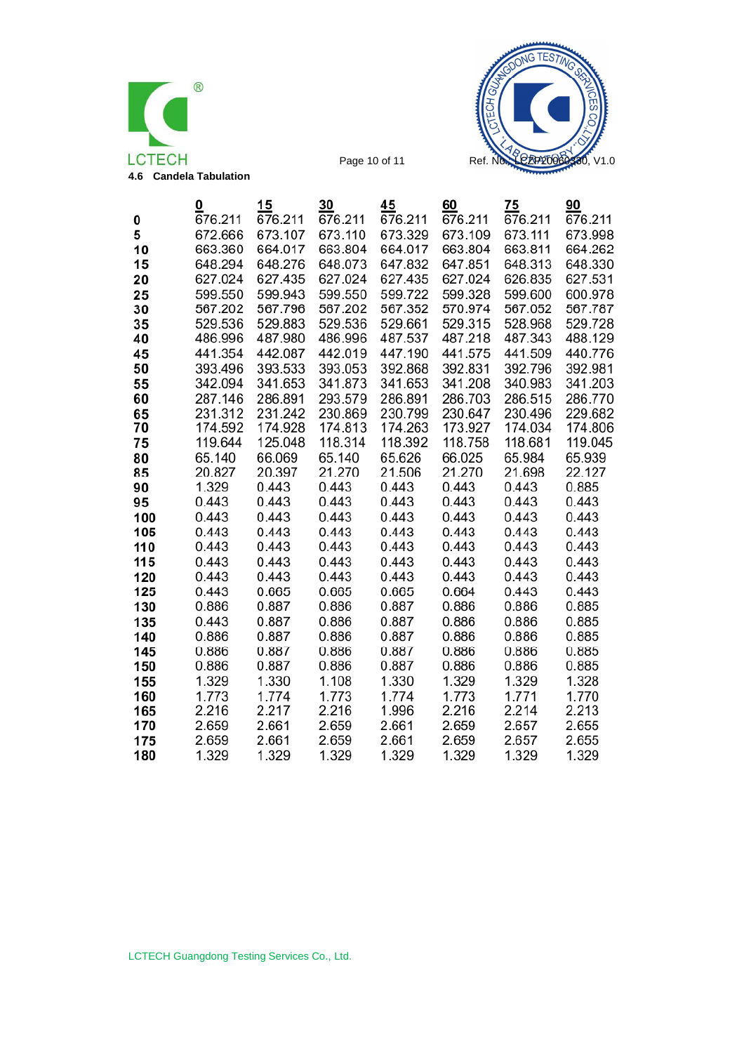## 4.6 Candela Tabulation

| | 0 | 15 | 30 | 45 | 60 | 75 | 90 |
|---|---|---|---|---|---|---|---|
| **0** | 676.211 | 676.211 | 676.211 | 676.211 | 676.211 | 676.211 | 676.211 |
| **5** | 672.666 | 673.107 | 673.110 | 673.329 | 673.109 | 673.111 | 673.998 |
| **10** | 663.360 | 664.017 | 663.804 | 664.017 | 663.804 | 663.811 | 664.262 |
| **15** | 648.294 | 648.276 | 648.073 | 647.832 | 647.851 | 648.313 | 648.330 |
| **20** | 627.024 | 627.435 | 627.024 | 627.435 | 627.024 | 626.835 | 627.531 |
| **25** | 599.550 | 599.943 | 599.550 | 599.722 | 599.328 | 599.600 | 600.978 |
| **30** | 567.202 | 567.796 | 567.202 | 567.352 | 570.974 | 567.052 | 567.787 |
| **35** | 529.536 | 529.883 | 529.536 | 529.661 | 529.315 | 528.968 | 529.728 |
| **40** | 486.996 | 487.980 | 486.996 | 487.537 | 487.218 | 487.343 | 488.129 |
| **45** | 441.354 | 442.087 | 442.019 | 447.190 | 441.575 | 441.509 | 440.776 |
| **50** | 393.496 | 393.533 | 393.053 | 392.868 | 392.831 | 392.796 | 392.981 |
| **55** | 342.094 | 341.653 | 341.873 | 341.653 | 341.208 | 340.983 | 341.203 |
| **60** | 287.146 | 286.891 | 293.579 | 286.891 | 286.703 | 286.515 | 286.770 |
| **65** | 231.312 | 231.242 | 230.869 | 230.799 | 230.647 | 230.496 | 229.682 |
| **70** | 174.592 | 174.928 | 174.813 | 174.263 | 173.927 | 174.034 | 174.806 |
| **75** | 119.644 | 125.048 | 118.314 | 118.392 | 118.758 | 118.681 | 119.045 |
| **80** | 65.140 | 66.069 | 65.140 | 65.626 | 66.025 | 65.984 | 65.939 |
| **85** | 20.827 | 20.397 | 21.270 | 21.506 | 21.270 | 21.698 | 22.127 |
| **90** | 1.329 | 0.443 | 0.443 | 0.443 | 0.443 | 0.443 | 0.885 |
| **95** | 0.443 | 0.443 | 0.443 | 0.443 | 0.443 | 0.443 | 0.443 |
| **100** | 0.443 | 0.443 | 0.443 | 0.443 | 0.443 | 0.443 | 0.443 |
| **105** | 0.443 | 0.443 | 0.443 | 0.443 | 0.443 | 0.443 | 0.443 |
| **110** | 0.443 | 0.443 | 0.443 | 0.443 | 0.443 | 0.443 | 0.443 |
| **115** | 0.443 | 0.443 | 0.443 | 0.443 | 0.443 | 0.443 | 0.443 |
| **120** | 0.443 | 0.443 | 0.443 | 0.443 | 0.443 | 0.443 | 0.443 |
| **125** | 0.443 | 0.665 | 0.665 | 0.665 | 0.664 | 0.443 | 0.443 |
| **130** | 0.886 | 0.887 | 0.886 | 0.887 | 0.886 | 0.886 | 0.885 |
| **135** | 0.443 | 0.887 | 0.886 | 0.887 | 0.886 | 0.886 | 0.885 |
| **140** | 0.886 | 0.887 | 0.886 | 0.887 | 0.886 | 0.886 | 0.885 |
| **145** | 0.886 | 0.887 | 0.886 | 0.887 | 0.886 | 0.886 | 0.885 |
| **150** | 0.886 | 0.887 | 0.886 | 0.887 | 0.886 | 0.886 | 0.885 |
| **155** | 1.329 | 1.330 | 1.108 | 1.330 | 1.329 | 1.329 | 1.328 |
| **160** | 1.773 | 1.774 | 1.773 | 1.774 | 1.773 | 1.771 | 1.770 |
| **165** | 2.216 | 2.217 | 2.216 | 1.996 | 2.216 | 2.214 | 2.213 |
| **170** | 2.659 | 2.661 | 2.659 | 2.661 | 2.659 | 2.657 | 2.655 |
| **175** | 2.659 | 2.661 | 2.659 | 2.661 | 2.659 | 2.657 | 2.655 |
| **180** | 1.329 | 1.329 | 1.329 | 1.329 | 1.329 | 1.329 | 1.329 |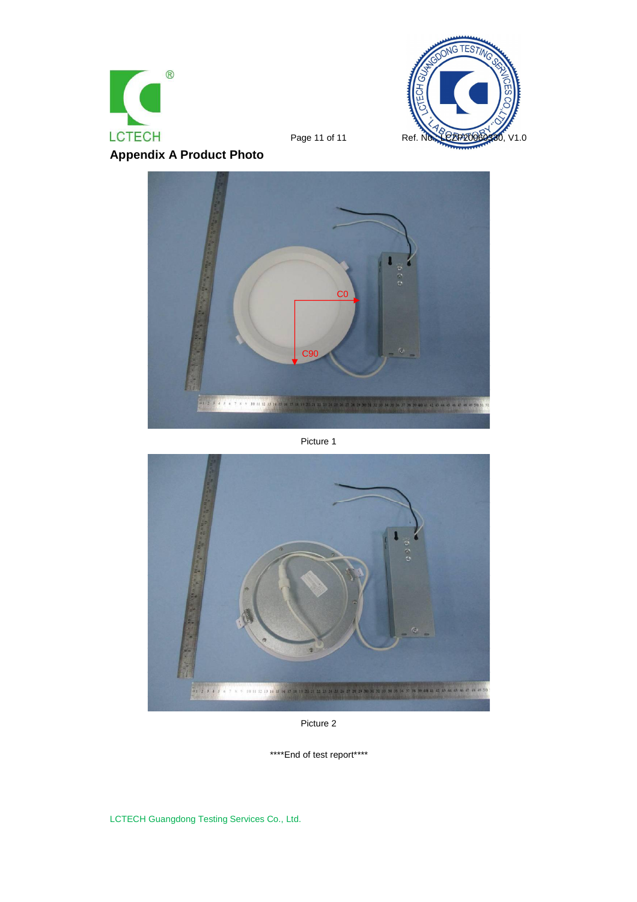## Appendix A Product Photo

C0

C90

Picture 1

Picture 2

****End of test report****